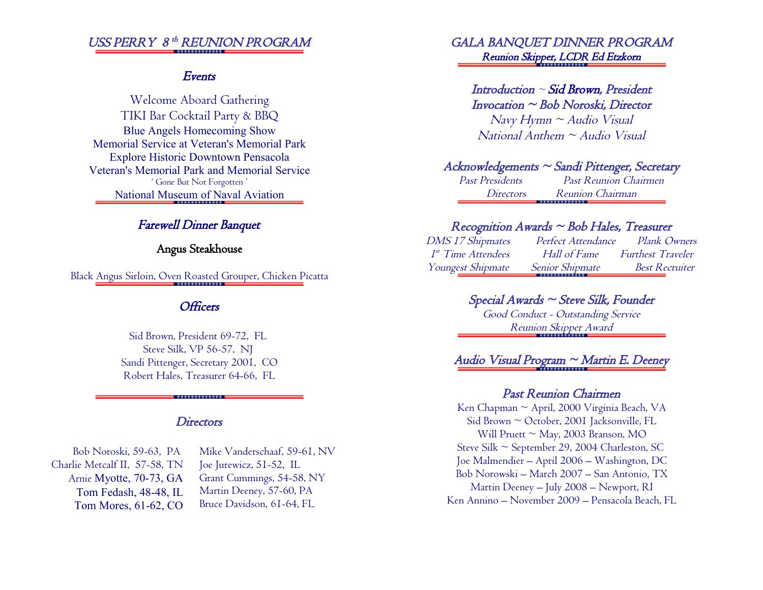# USS PERRY 8th REUNION PROGRAM

## Events

Welcome Aboard Gathering
TIKI Bar Cocktail Party & BBQ
Blue Angels Homecoming Show
Memorial Service at Veteran's Memorial Park
Explore Historic Downtown Pensacola
Veteran's Memorial Park and Memorial Service
' Gone But Not Forgotten '
National Museum of Naval Aviation

## Farewell Dinner Banquet

**Angus Steakhouse**

Black Angus Sirloin, Oven Roasted Grouper, Chicken Picatta

## Officers

Sid Brown, President 69-72, FL
Steve Silk, VP 56-57, NJ
Sandi Pittenger, Secretary 2001, CO
Robert Hales, Treasurer 64-66, FL

## Directors

Bob Noroski, 59-63, PA
Charlie Metcalf II, 57-58, TN
Arnie Myotte, 70-73, GA
Tom Fedash, 48-48, IL
Tom Mores, 61-62, CO
Mike Vanderschaaf, 59-61, NV
Joe Jurewicz, 51-52, IL
Grant Cummings, 54-58, NY
Martin Deeney, 57-60, PA
Bruce Davidson, 61-64, FL

# GALA BANQUET DINNER PROGRAM

*Reunion Skipper, LCDR Ed Etzkorn*

*Introduction ~ Sid Brown, President*
*Invocation ~ Bob Noroski, Director*
*Navy Hymn ~ Audio Visual*
*National Anthem ~ Audio Visual*

## Acknowledgements ~ Sandi Pittenger, Secretary

*Past Presidents* | *Past Reunion Chairmen*
*Directors* | *Reunion Chairman*

## Recognition Awards ~ Bob Hales, Treasurer

*DMS 17 Shipmates* | *Perfect Attendance* | *Plank Owners*
*1st Time Attendees* | *Hall of Fame* | *Furthest Traveler*
*Youngest Shipmate* | *Senior Shipmate* | *Best Recruiter*

## Special Awards ~ Steve Silk, Founder

*Good Conduct - Outstanding Service*
*Reunion Skipper Award*

## Audio Visual Program ~ Martin E. Deeney

## Past Reunion Chairmen

Ken Chapman ~ April, 2000 Virginia Beach, VA
Sid Brown ~ October, 2001 Jacksonville, FL
Will Pruett ~ May, 2003 Branson, MO
Steve Silk ~ September 29, 2004 Charleston, SC
Joe Malmendier – April 2006 – Washington, DC
Bob Norowski – March 2007 – San Antonio, TX
Martin Deeney – July 2008 – Newport, RI
Ken Annino – November 2009 – Pensacola Beach, FL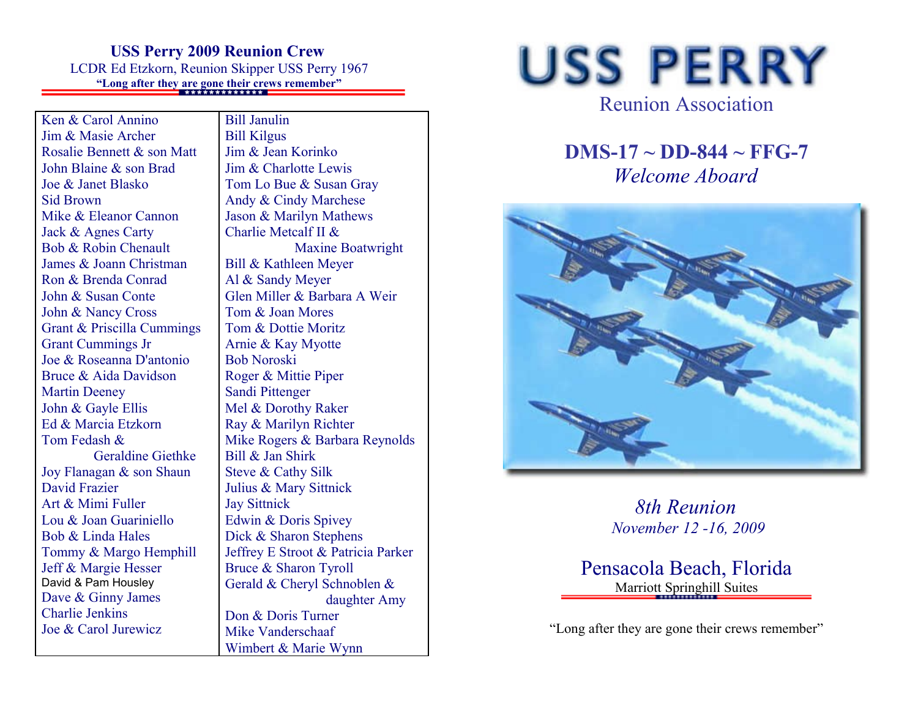## USS Perry 2009 Reunion Crew

LCDR Ed Etzkorn, Reunion Skipper USS Perry 1967

**"Long after they are gone their crews remember"**

| | |
|---|---|
| Ken & Carol Annino | Bill Janulin |
| Jim & Masie Archer | Bill Kilgus |
| Rosalie Bennett & son Matt | Jim & Jean Korinko |
| John Blaine & son Brad | Jim & Charlotte Lewis |
| Joe & Janet Blasko | Tom Lo Bue & Susan Gray |
| Sid Brown | Andy & Cindy Marchese |
| Mike & Eleanor Cannon | Jason & Marilyn Mathews |
| Jack & Agnes Carty | Charlie Metcalf II & Maxine Boatwright |
| Bob & Robin Chenault | Bill & Kathleen Meyer |
| James & Joann Christman | Al & Sandy Meyer |
| Ron & Brenda Conrad | Glen Miller & Barbara A Weir |
| John & Susan Conte | Tom & Joan Mores |
| John & Nancy Cross | Tom & Dottie Moritz |
| Grant & Priscilla Cummings | Arnie & Kay Myotte |
| Grant Cummings Jr | Bob Noroski |
| Joe & Roseanna D'antonio | Roger & Mittie Piper |
| Bruce & Aida Davidson | Sandi Pittenger |
| Martin Deeney | Mel & Dorothy Raker |
| John & Gayle Ellis | Ray & Marilyn Richter |
| Ed & Marcia Etzkorn | Mike Rogers & Barbara Reynolds |
| Tom Fedash & Geraldine Giethke | Bill & Jan Shirk |
| Joy Flanagan & son Shaun | Steve & Cathy Silk |
| David Frazier | Julius & Mary Sittnick |
| Art & Mimi Fuller | Jay Sittnick |
| Lou & Joan Guariniello | Edwin & Doris Spivey |
| Bob & Linda Hales | Dick & Sharon Stephens |
| Tommy & Margo Hemphill | Jeffrey E Stroot & Patricia Parker |
| Jeff & Margie Hesser | Bruce & Sharon Tyroll |
| David & Pam Housley | Gerald & Cheryl Schnoblen & daughter Amy |
| Dave & Ginny James | Don & Doris Turner |
| Charlie Jenkins | Mike Vanderschaaf |
| Joe & Carol Jurewicz | Wimbert & Marie Wynn |

# USS PERRY

Reunion Association

## DMS-17 ~ DD-844 ~ FFG-7

*Welcome Aboard*

*8th Reunion*

*November 12 -16, 2009*

Pensacola Beach, Florida

Marriott Springhill Suites

"Long after they are gone their crews remember"